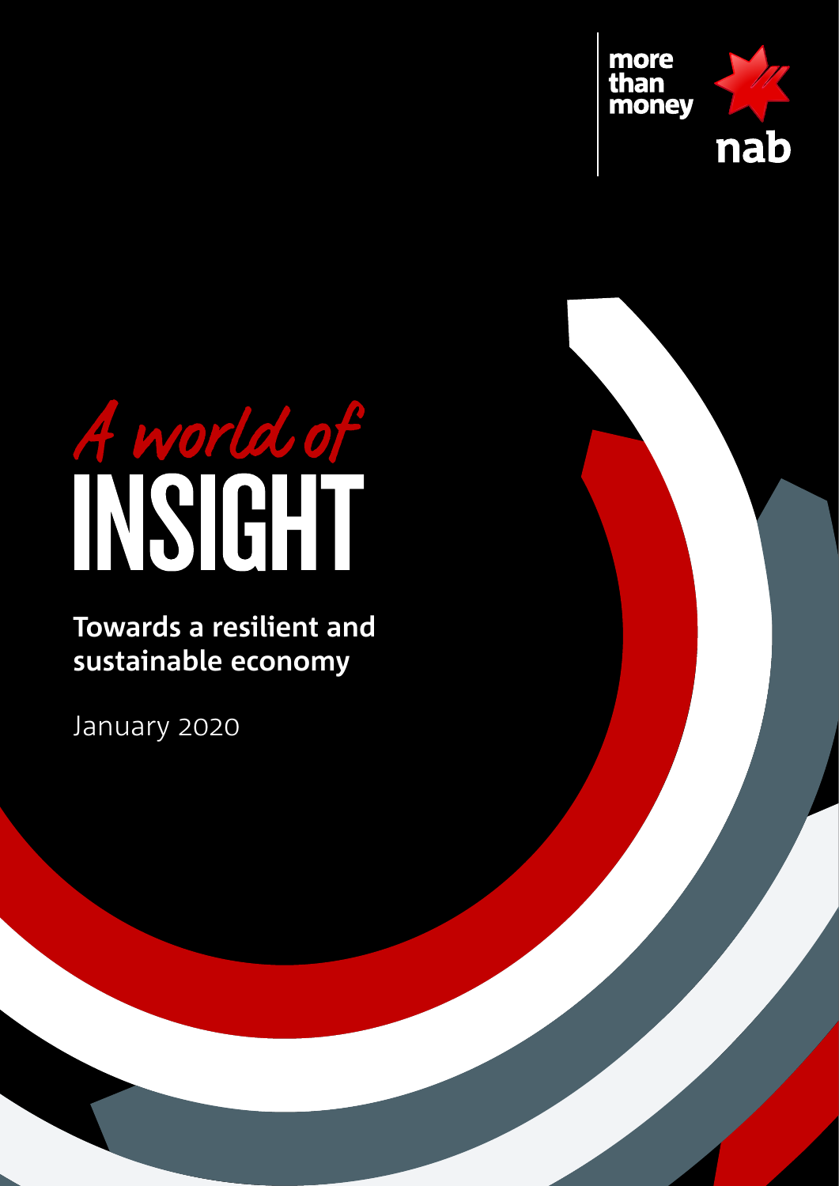more than money

nab

# *A world of* INSIGHT

**Towards a resilient and sustainable economy**

January 2020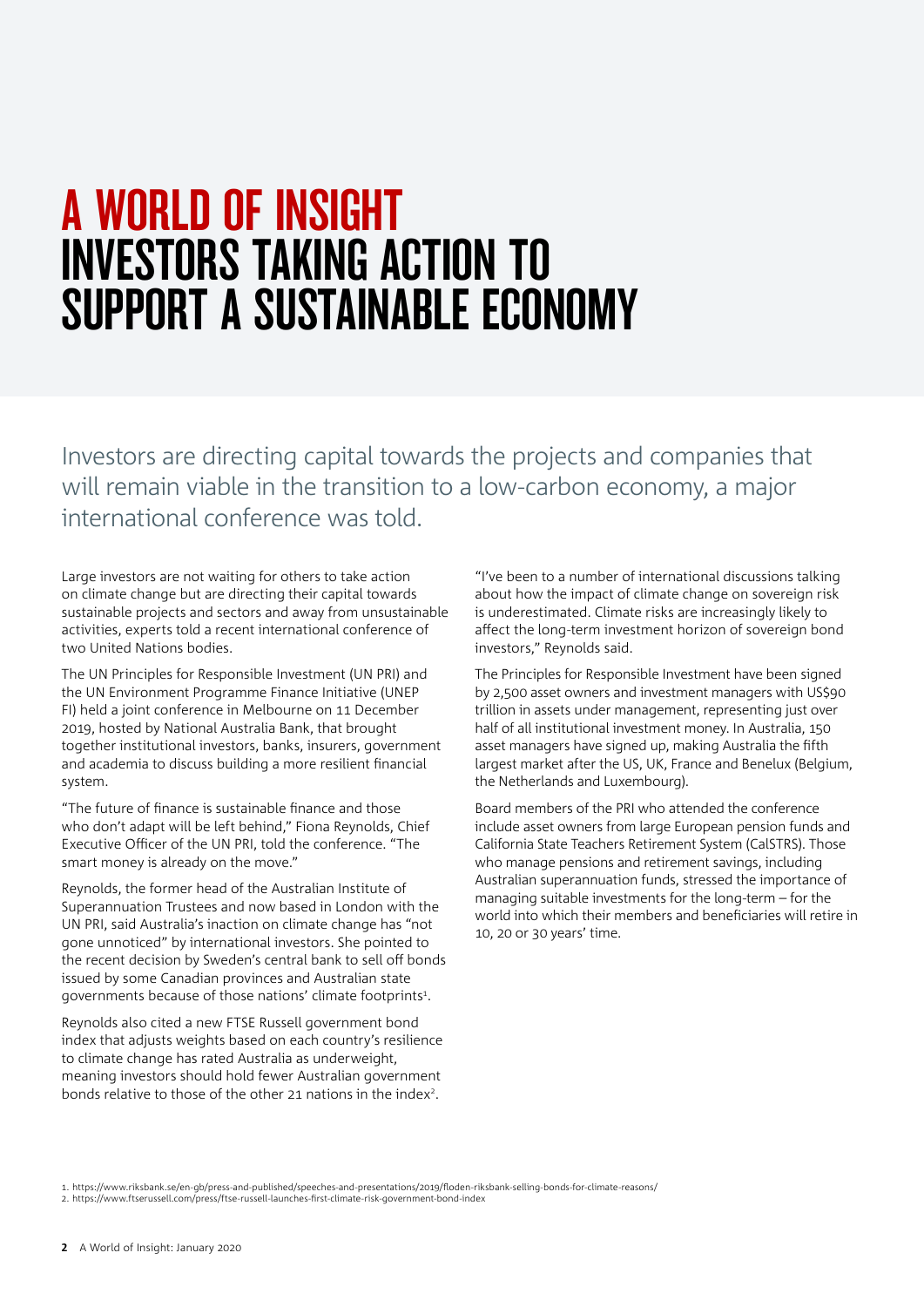# A WORLD OF INSIGHT
# INVESTORS TAKING ACTION TO SUPPORT A SUSTAINABLE ECONOMY

Investors are directing capital towards the projects and companies that will remain viable in the transition to a low-carbon economy, a major international conference was told.

Large investors are not waiting for others to take action on climate change but are directing their capital towards sustainable projects and sectors and away from unsustainable activities, experts told a recent international conference of two United Nations bodies.

The UN Principles for Responsible Investment (UN PRI) and the UN Environment Programme Finance Initiative (UNEP FI) held a joint conference in Melbourne on 11 December 2019, hosted by National Australia Bank, that brought together institutional investors, banks, insurers, government and academia to discuss building a more resilient financial system.

"The future of finance is sustainable finance and those who don't adapt will be left behind," Fiona Reynolds, Chief Executive Officer of the UN PRI, told the conference. "The smart money is already on the move."

Reynolds, the former head of the Australian Institute of Superannuation Trustees and now based in London with the UN PRI, said Australia's inaction on climate change has "not gone unnoticed" by international investors. She pointed to the recent decision by Sweden's central bank to sell off bonds issued by some Canadian provinces and Australian state governments because of those nations' climate footprints[1].

Reynolds also cited a new FTSE Russell government bond index that adjusts weights based on each country's resilience to climate change has rated Australia as underweight, meaning investors should hold fewer Australian government bonds relative to those of the other 21 nations in the index[2].

"I've been to a number of international discussions talking about how the impact of climate change on sovereign risk is underestimated. Climate risks are increasingly likely to affect the long-term investment horizon of sovereign bond investors," Reynolds said.

The Principles for Responsible Investment have been signed by 2,500 asset owners and investment managers with US$90 trillion in assets under management, representing just over half of all institutional investment money. In Australia, 150 asset managers have signed up, making Australia the fifth largest market after the US, UK, France and Benelux (Belgium, the Netherlands and Luxembourg).

Board members of the PRI who attended the conference include asset owners from large European pension funds and California State Teachers Retirement System (CalSTRS). Those who manage pensions and retirement savings, including Australian superannuation funds, stressed the importance of managing suitable investments for the long-term – for the world into which their members and beneficiaries will retire in 10, 20 or 30 years' time.

1. https://www.riksbank.se/en-gb/press-and-published/speeches-and-presentations/2019/floden-riksbank-selling-bonds-for-climate-reasons/
2. https://www.ftserussell.com/press/ftse-russell-launches-first-climate-risk-government-bond-index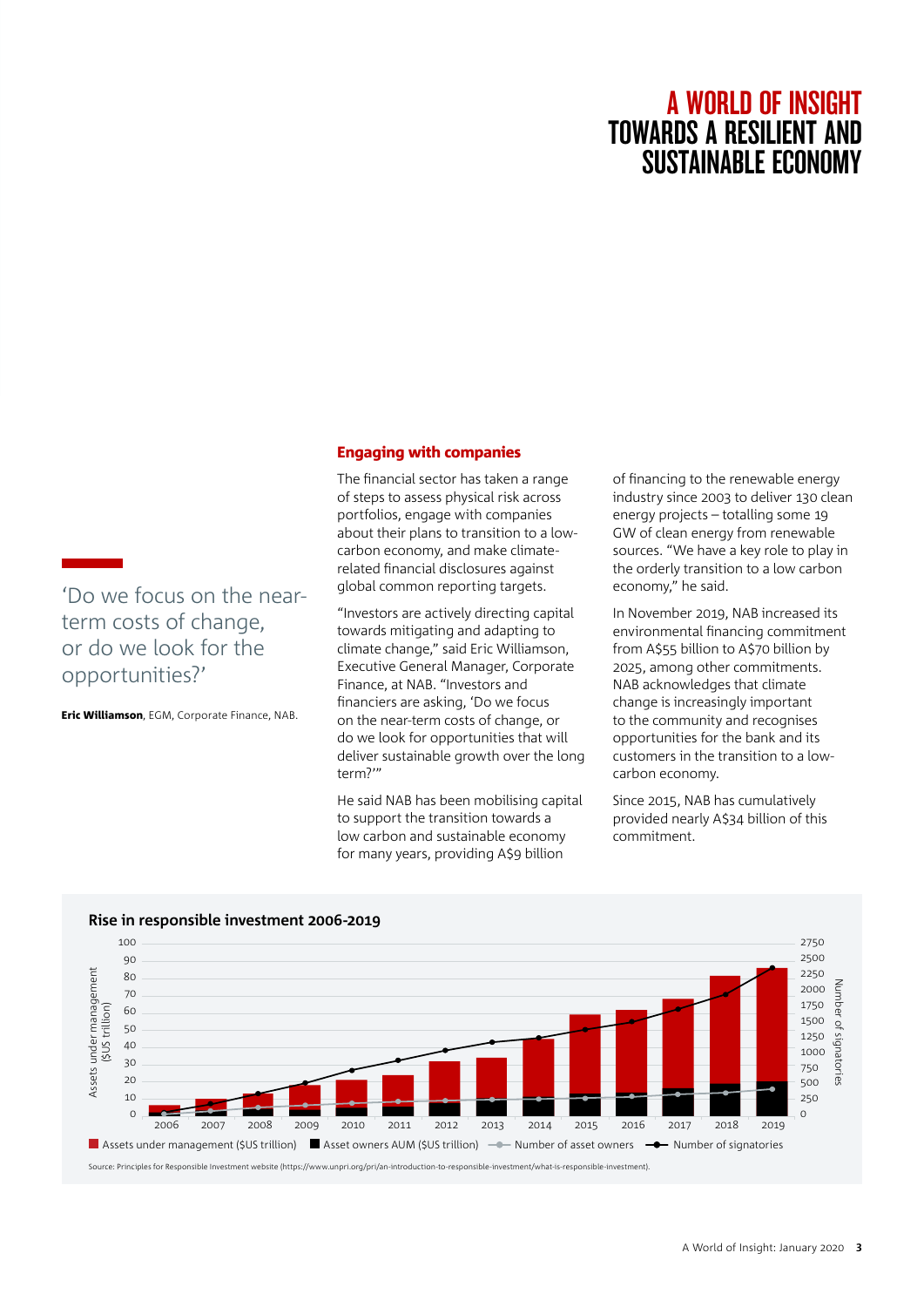# A WORLD OF INSIGHT
# TOWARDS A RESILIENT AND SUSTAINABLE ECONOMY

> 'Do we focus on the near-term costs of change, or do we look for the opportunities?'
>
> **Eric Williamson**, EGM, Corporate Finance, NAB.

## Engaging with companies

The financial sector has taken a range of steps to assess physical risk across portfolios, engage with companies about their plans to transition to a low-carbon economy, and make climate-related financial disclosures against global common reporting targets.

"Investors are actively directing capital towards mitigating and adapting to climate change," said Eric Williamson, Executive General Manager, Corporate Finance, at NAB. "Investors and financiers are asking, 'Do we focus on the near-term costs of change, or do we look for opportunities that will deliver sustainable growth over the long term?'"

He said NAB has been mobilising capital to support the transition towards a low carbon and sustainable economy for many years, providing A$9 billion of financing to the renewable energy industry since 2003 to deliver 130 clean energy projects – totalling some 19 GW of clean energy from renewable sources. "We have a key role to play in the orderly transition to a low carbon economy," he said.

In November 2019, NAB increased its environmental financing commitment from A$55 billion to A$70 billion by 2025, among other commitments. NAB acknowledges that climate change is increasingly important to the community and recognises opportunities for the bank and its customers in the transition to a low-carbon economy.

Since 2015, NAB has cumulatively provided nearly A$34 billion of this commitment.

### Rise in responsible investment 2006-2019

Legend: Assets under management ($US trillion); Asset owners AUM ($US trillion); Number of asset owners; Number of signatories

Left axis: Assets under management ($US trillion), 0–100. Right axis: Number of signatories, 0–2750. Years: 2006–2019.

Source: Principles for Responsible Investment website (https://www.unpri.org/pri/an-introduction-to-responsible-investment/what-is-responsible-investment).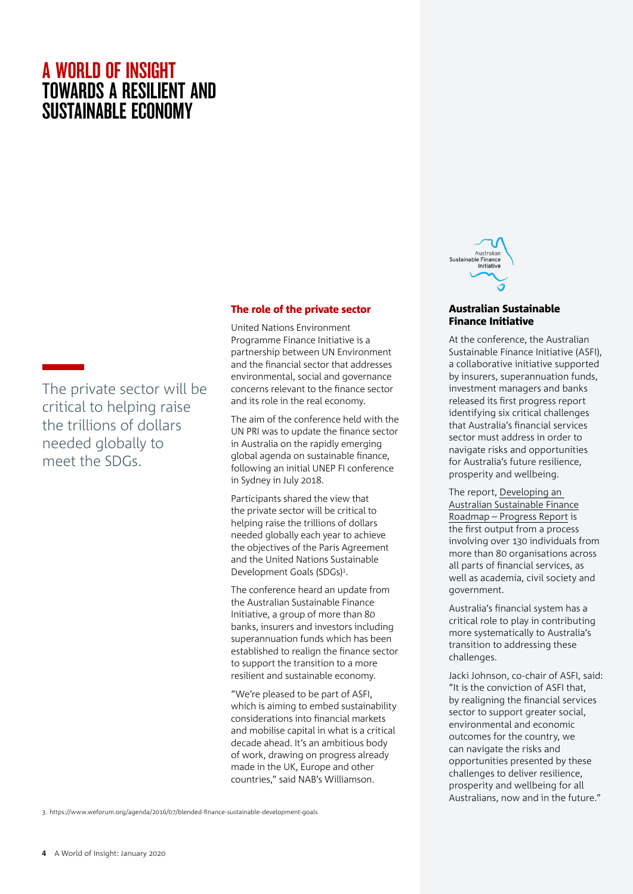# A WORLD OF INSIGHT
## TOWARDS A RESILIENT AND SUSTAINABLE ECONOMY

The private sector will be critical to helping raise the trillions of dollars needed globally to meet the SDGs.

### The role of the private sector

United Nations Environment Programme Finance Initiative is a partnership between UN Environment and the financial sector that addresses environmental, social and governance concerns relevant to the finance sector and its role in the real economy.

The aim of the conference held with the UN PRI was to update the finance sector in Australia on the rapidly emerging global agenda on sustainable finance, following an initial UNEP FI conference in Sydney in July 2018.

Participants shared the view that the private sector will be critical to helping raise the trillions of dollars needed globally each year to achieve the objectives of the Paris Agreement and the United Nations Sustainable Development Goals (SDGs)[3].

The conference heard an update from the Australian Sustainable Finance Initiative, a group of more than 80 banks, insurers and investors including superannuation funds which has been established to realign the finance sector to support the transition to a more resilient and sustainable economy.

"We're pleased to be part of ASFI, which is aiming to embed sustainability considerations into financial markets and mobilise capital in what is a critical decade ahead. It's an ambitious body of work, drawing on progress already made in the UK, Europe and other countries," said NAB's Williamson.

### Australian Sustainable Finance Initiative

At the conference, the Australian Sustainable Finance Initiative (ASFI), a collaborative initiative supported by insurers, superannuation funds, investment managers and banks released its first progress report identifying six critical challenges that Australia's financial services sector must address in order to navigate risks and opportunities for Australia's future resilience, prosperity and wellbeing.

The report, Developing an Australian Sustainable Finance Roadmap – Progress Report is the first output from a process involving over 130 individuals from more than 80 organisations across all parts of financial services, as well as academia, civil society and government.

Australia's financial system has a critical role to play in contributing more systematically to Australia's transition to addressing these challenges.

Jacki Johnson, co-chair of ASFI, said: "It is the conviction of ASFI that, by realigning the financial services sector to support greater social, environmental and economic outcomes for the country, we can navigate the risks and opportunities presented by these challenges to deliver resilience, prosperity and wellbeing for all Australians, now and in the future."

3. https://www.weforum.org/agenda/2016/07/blended-finance-sustainable-development-goals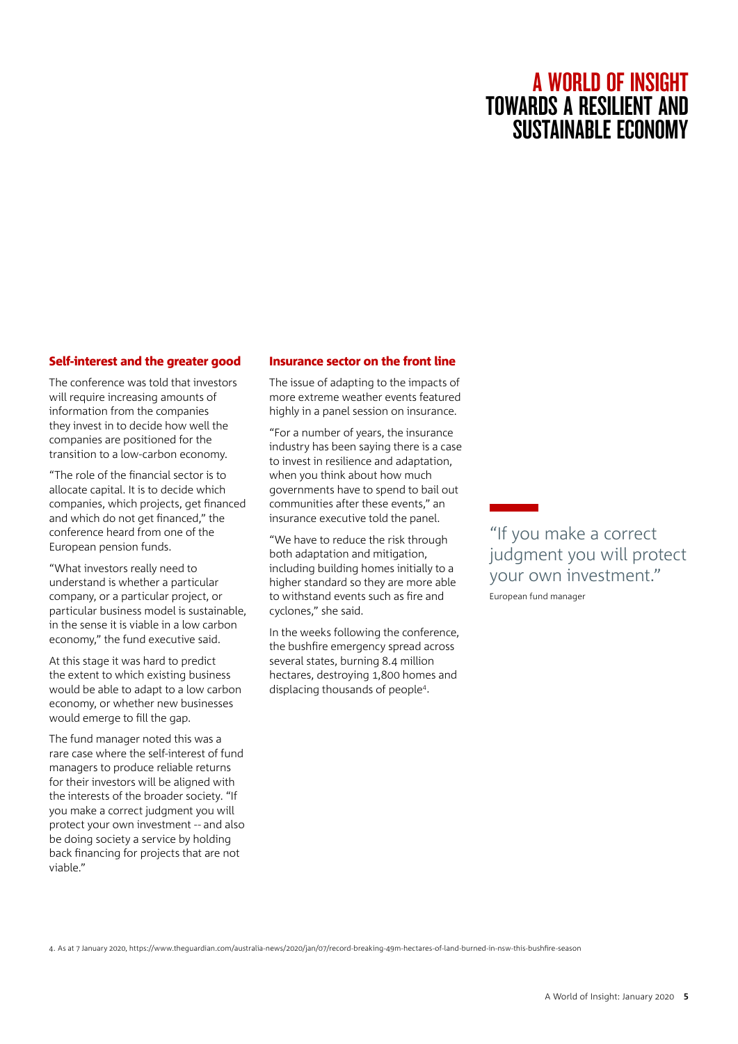# A WORLD OF INSIGHT
## TOWARDS A RESILIENT AND SUSTAINABLE ECONOMY

### Self-interest and the greater good

The conference was told that investors will require increasing amounts of information from the companies they invest in to decide how well the companies are positioned for the transition to a low-carbon economy.

"The role of the financial sector is to allocate capital. It is to decide which companies, which projects, get financed and which do not get financed," the conference heard from one of the European pension funds.

"What investors really need to understand is whether a particular company, or a particular project, or particular business model is sustainable, in the sense it is viable in a low carbon economy," the fund executive said.

At this stage it was hard to predict the extent to which existing business would be able to adapt to a low carbon economy, or whether new businesses would emerge to fill the gap.

The fund manager noted this was a rare case where the self-interest of fund managers to produce reliable returns for their investors will be aligned with the interests of the broader society. "If you make a correct judgment you will protect your own investment -- and also be doing society a service by holding back financing for projects that are not viable."

### Insurance sector on the front line

The issue of adapting to the impacts of more extreme weather events featured highly in a panel session on insurance.

"For a number of years, the insurance industry has been saying there is a case to invest in resilience and adaptation, when you think about how much governments have to spend to bail out communities after these events," an insurance executive told the panel.

"We have to reduce the risk through both adaptation and mitigation, including building homes initially to a higher standard so they are more able to withstand events such as fire and cyclones," she said.

In the weeks following the conference, the bushfire emergency spread across several states, burning 8.4 million hectares, destroying 1,800 homes and displacing thousands of people[4].

> "If you make a correct judgment you will protect your own investment."
>
> European fund manager

4. As at 7 January 2020, https://www.theguardian.com/australia-news/2020/jan/07/record-breaking-49m-hectares-of-land-burned-in-nsw-this-bushfire-season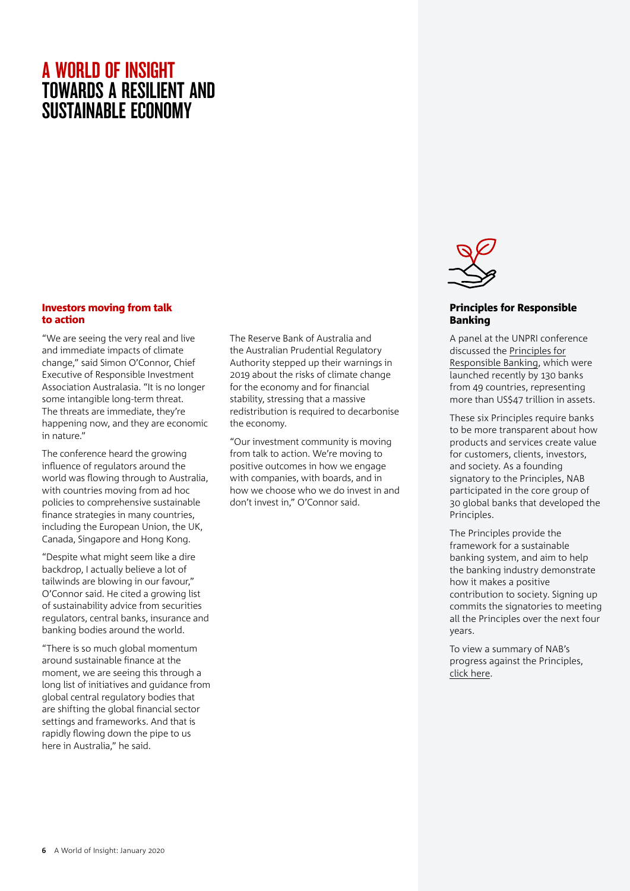# A WORLD OF INSIGHT
## TOWARDS A RESILIENT AND SUSTAINABLE ECONOMY

### Investors moving from talk to action

"We are seeing the very real and live and immediate impacts of climate change," said Simon O'Connor, Chief Executive of Responsible Investment Association Australasia. "It is no longer some intangible long-term threat. The threats are immediate, they're happening now, and they are economic in nature."

The conference heard the growing influence of regulators around the world was flowing through to Australia, with countries moving from ad hoc policies to comprehensive sustainable finance strategies in many countries, including the European Union, the UK, Canada, Singapore and Hong Kong.

"Despite what might seem like a dire backdrop, I actually believe a lot of tailwinds are blowing in our favour," O'Connor said. He cited a growing list of sustainability advice from securities regulators, central banks, insurance and banking bodies around the world.

"There is so much global momentum around sustainable finance at the moment, we are seeing this through a long list of initiatives and guidance from global central regulatory bodies that are shifting the global financial sector settings and frameworks. And that is rapidly flowing down the pipe to us here in Australia," he said.

The Reserve Bank of Australia and the Australian Prudential Regulatory Authority stepped up their warnings in 2019 about the risks of climate change for the economy and for financial stability, stressing that a massive redistribution is required to decarbonise the economy.

"Our investment community is moving from talk to action. We're moving to positive outcomes in how we engage with companies, with boards, and in how we choose who we do invest in and don't invest in," O'Connor said.

### Principles for Responsible Banking

A panel at the UNPRI conference discussed the Principles for Responsible Banking, which were launched recently by 130 banks from 49 countries, representing more than US$47 trillion in assets.

These six Principles require banks to be more transparent about how products and services create value for customers, clients, investors, and society. As a founding signatory to the Principles, NAB participated in the core group of 30 global banks that developed the Principles.

The Principles provide the framework for a sustainable banking system, and aim to help the banking industry demonstrate how it makes a positive contribution to society. Signing up commits the signatories to meeting all the Principles over the next four years.

To view a summary of NAB's progress against the Principles, click here.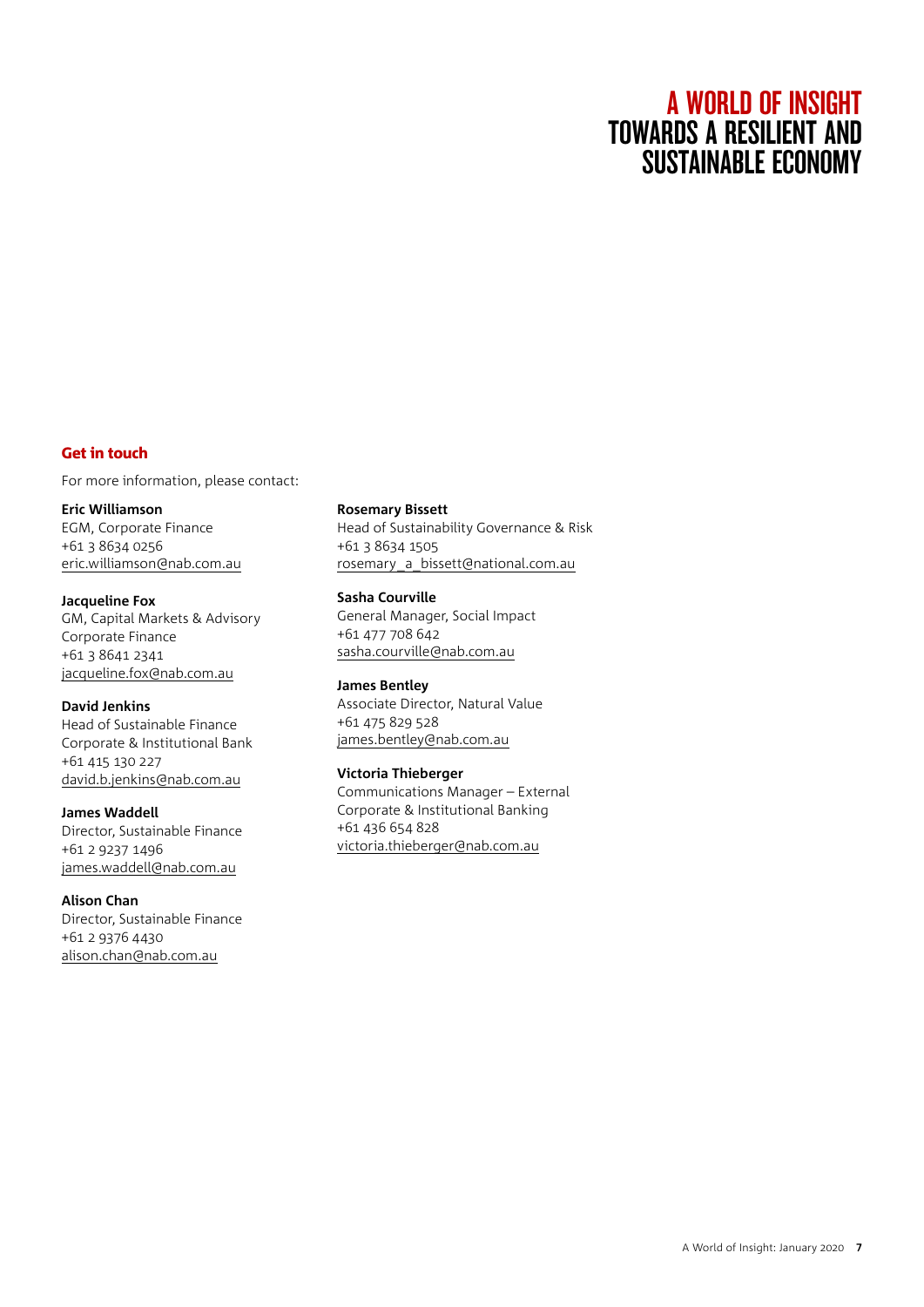# A WORLD OF INSIGHT
# TOWARDS A RESILIENT AND SUSTAINABLE ECONOMY

## Get in touch

For more information, please contact:

**Eric Williamson**
EGM, Corporate Finance
+61 3 8634 0256
eric.williamson@nab.com.au

**Jacqueline Fox**
GM, Capital Markets & Advisory
Corporate Finance
+61 3 8641 2341
jacqueline.fox@nab.com.au

**David Jenkins**
Head of Sustainable Finance
Corporate & Institutional Bank
+61 415 130 227
david.b.jenkins@nab.com.au

**James Waddell**
Director, Sustainable Finance
+61 2 9237 1496
james.waddell@nab.com.au

**Alison Chan**
Director, Sustainable Finance
+61 2 9376 4430
alison.chan@nab.com.au

**Rosemary Bissett**
Head of Sustainability Governance & Risk
+61 3 8634 1505
rosemary_a_bissett@national.com.au

**Sasha Courville**
General Manager, Social Impact
+61 477 708 642
sasha.courville@nab.com.au

**James Bentley**
Associate Director, Natural Value
+61 475 829 528
james.bentley@nab.com.au

**Victoria Thieberger**
Communications Manager – External
Corporate & Institutional Banking
+61 436 654 828
victoria.thieberger@nab.com.au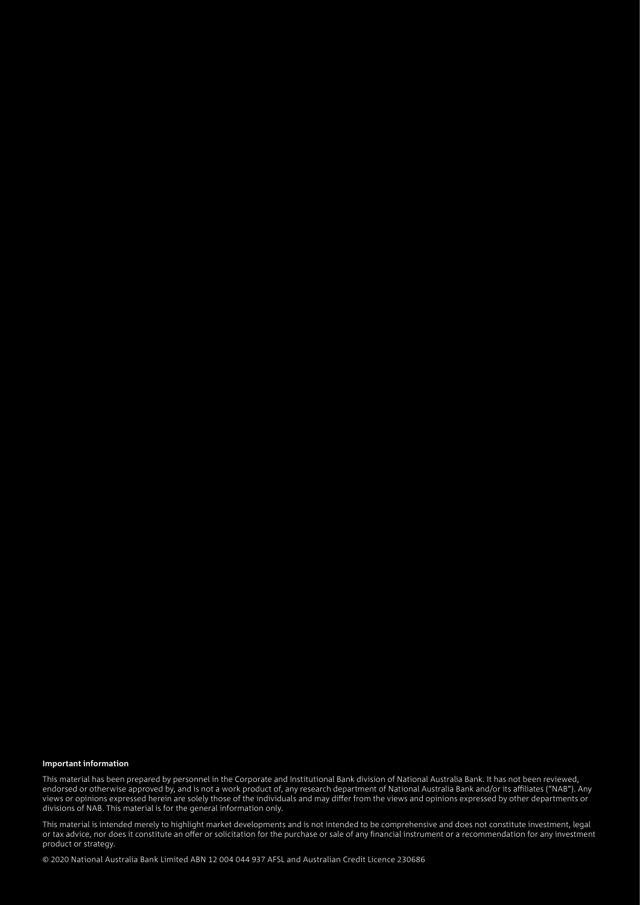**Important information**

This material has been prepared by personnel in the Corporate and Institutional Bank division of National Australia Bank. It has not been reviewed, endorsed or otherwise approved by, and is not a work product of, any research department of National Australia Bank and/or its affiliates ("NAB"). Any views or opinions expressed herein are solely those of the individuals and may differ from the views and opinions expressed by other departments or divisions of NAB. This material is for the general information only.

This material is intended merely to highlight market developments and is not intended to be comprehensive and does not constitute investment, legal or tax advice, nor does it constitute an offer or solicitation for the purchase or sale of any financial instrument or a recommendation for any investment product or strategy.

© 2020 National Australia Bank Limited ABN 12 004 044 937 AFSL and Australian Credit Licence 230686